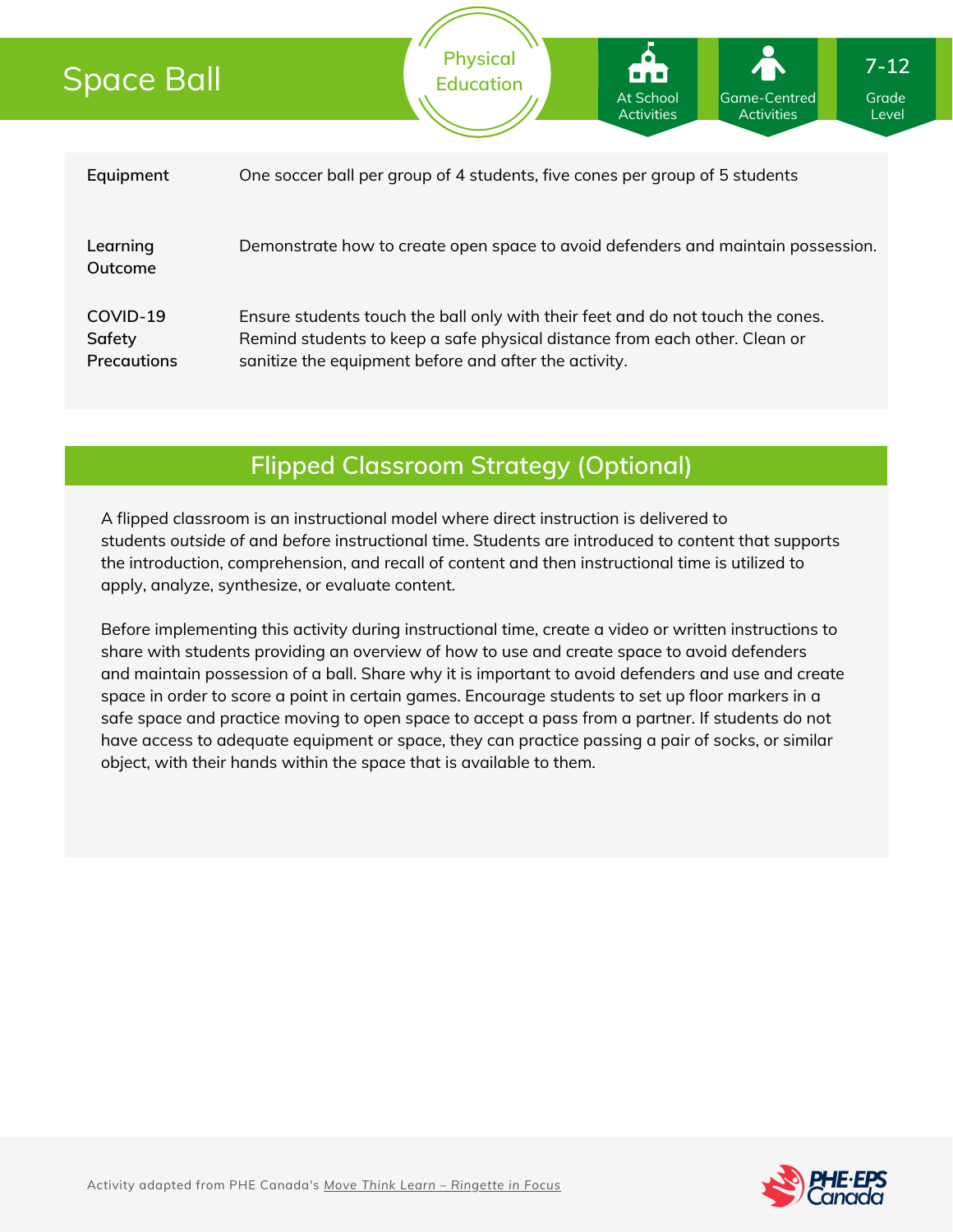# Space Ball

Physical Education

At School Activities | Game-Centred Activities | 7-12 Grade Level

| | |
|---|---|
| **Equipment** | One soccer ball per group of 4 students, five cones per group of 5 students |
| **Learning Outcome** | Demonstrate how to create open space to avoid defenders and maintain possession. |
| **COVID-19 Safety Precautions** | Ensure students touch the ball only with their feet and do not touch the cones. Remind students to keep a safe physical distance from each other. Clean or sanitize the equipment before and after the activity. |

## Flipped Classroom Strategy (Optional)

A flipped classroom is an instructional model where direct instruction is delivered to students *outside* of and *before* instructional time. Students are introduced to content that supports the introduction, comprehension, and recall of content and then instructional time is utilized to apply, analyze, synthesize, or evaluate content.

Before implementing this activity during instructional time, create a video or written instructions to share with students providing an overview of how to use and create space to avoid defenders and maintain possession of a ball. Share why it is important to avoid defenders and use and create space in order to score a point in certain games. Encourage students to set up floor markers in a safe space and practice moving to open space to accept a pass from a partner. If students do not have access to adequate equipment or space, they can practice passing a pair of socks, or similar object, with their hands within the space that is available to them.

Activity adapted from PHE Canada's Move Think Learn – Ringette in Focus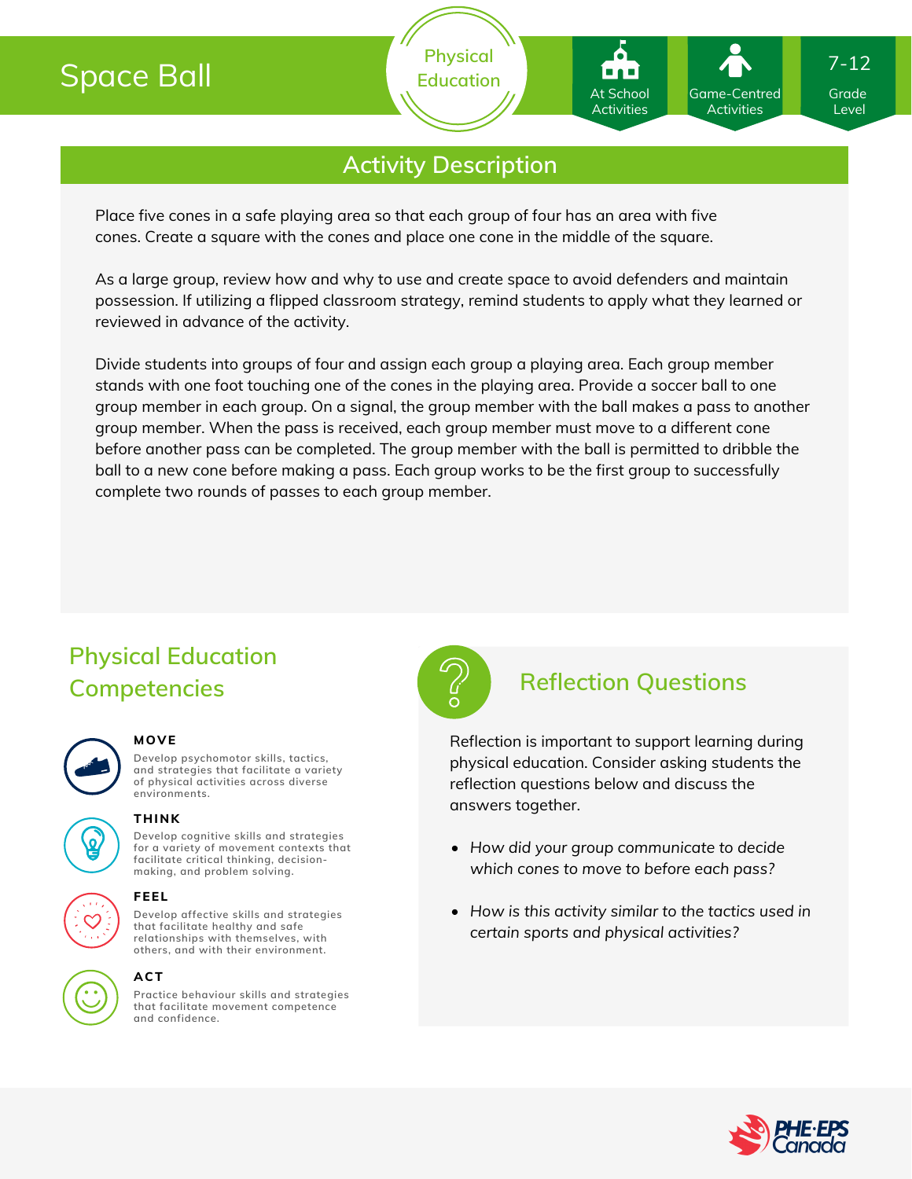# Space Ball

Physical Education

At School Activities | Game-Centred Activities | 7-12 Grade Level

## Activity Description

Place five cones in a safe playing area so that each group of four has an area with five cones. Create a square with the cones and place one cone in the middle of the square.

As a large group, review how and why to use and create space to avoid defenders and maintain possession. If utilizing a flipped classroom strategy, remind students to apply what they learned or reviewed in advance of the activity.

Divide students into groups of four and assign each group a playing area. Each group member stands with one foot touching one of the cones in the playing area. Provide a soccer ball to one group member in each group. On a signal, the group member with the ball makes a pass to another group member. When the pass is received, each group member must move to a different cone before another pass can be completed. The group member with the ball is permitted to dribble the ball to a new cone before making a pass. Each group works to be the first group to successfully complete two rounds of passes to each group member.

## Physical Education Competencies

**MOVE**

Develop psychomotor skills, tactics, and strategies that facilitate a variety of physical activities across diverse environments.

**THINK**

Develop cognitive skills and strategies for a variety of movement contexts that facilitate critical thinking, decision-making, and problem solving.

**FEEL**

Develop affective skills and strategies that facilitate healthy and safe relationships with themselves, with others, and with their environment.

**ACT**

Practice behaviour skills and strategies that facilitate movement competence and confidence.

## Reflection Questions

Reflection is important to support learning during physical education. Consider asking students the reflection questions below and discuss the answers together.

- *How did your group communicate to decide which cones to move to before each pass?*
- *How is this activity similar to the tactics used in certain sports and physical activities?*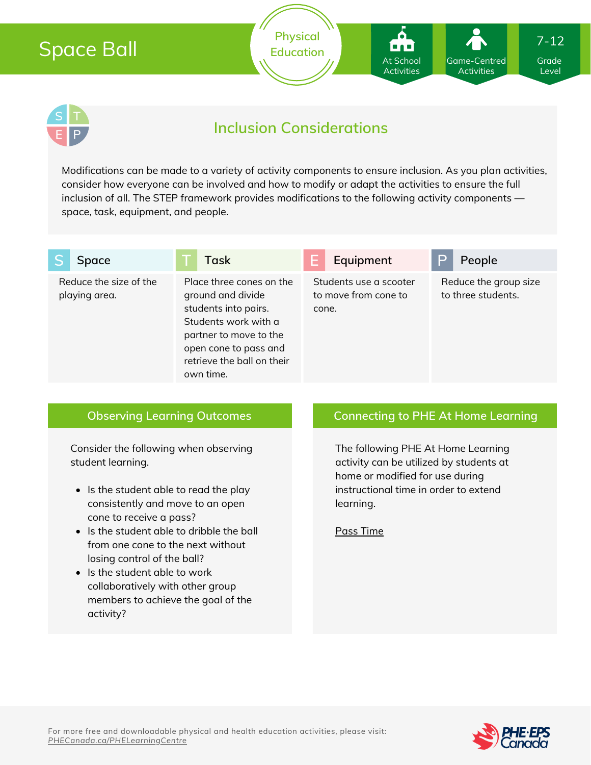# Space Ball

Physical Education

At School Activities | Game-Centred Activities | 7-12 Grade Level

## Inclusion Considerations

Modifications can be made to a variety of activity components to ensure inclusion. As you plan activities, consider how everyone can be involved and how to modify or adapt the activities to ensure the full inclusion of all. The STEP framework provides modifications to the following activity components — space, task, equipment, and people.

| S Space | T Task | E Equipment | P People |
|---|---|---|---|
| Reduce the size of the playing area. | Place three cones on the ground and divide students into pairs. Students work with a partner to move to the open cone to pass and retrieve the ball on their own time. | Students use a scooter to move from cone to cone. | Reduce the group size to three students. |

## Observing Learning Outcomes

Consider the following when observing student learning.

- Is the student able to read the play consistently and move to an open cone to receive a pass?
- Is the student able to dribble the ball from one cone to the next without losing control of the ball?
- Is the student able to work collaboratively with other group members to achieve the goal of the activity?

## Connecting to PHE At Home Learning

The following PHE At Home Learning activity can be utilized by students at home or modified for use during instructional time in order to extend learning.

Pass Time

For more free and downloadable physical and health education activities, please visit: PHECanada.ca/PHELearningCentre